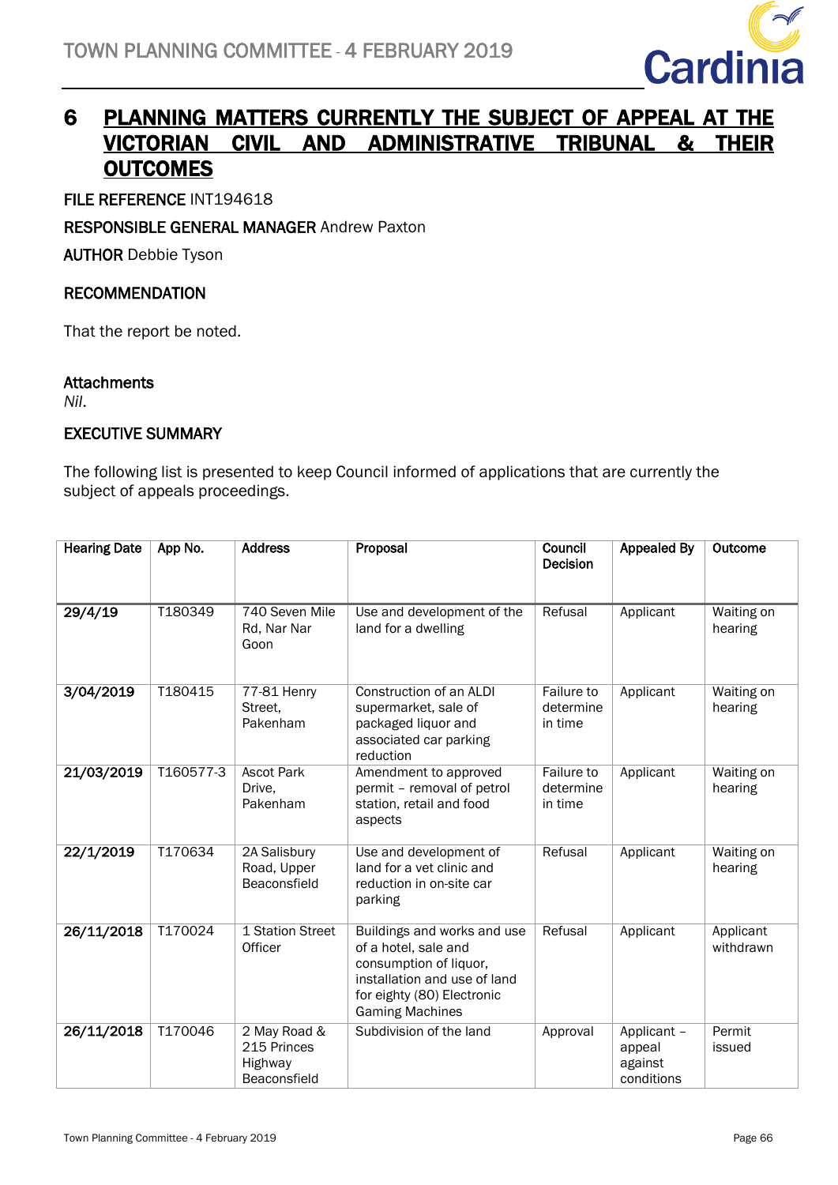# 6 PLANNING MATTERS CURRENTLY THE SUBJECT OF APPEAL AT THE VICTORIAN CIVIL AND ADMINISTRATIVE TRIBUNAL & THEIR OUTCOMES

**FILE REFERENCE** INT194618

**RESPONSIBLE GENERAL MANAGER** Andrew Paxton

**AUTHOR** Debbie Tyson

## RECOMMENDATION

That the report be noted.

**Attachments**

*Nil*.

## EXECUTIVE SUMMARY

The following list is presented to keep Council informed of applications that are currently the subject of appeals proceedings.

| Hearing Date | App No. | Address | Proposal | Council Decision | Appealed By | Outcome |
|---|---|---|---|---|---|---|
| **29/4/19** | T180349 | 740 Seven Mile Rd, Nar Nar Goon | Use and development of the land for a dwelling | Refusal | Applicant | Waiting on hearing |
| **3/04/2019** | T180415 | 77-81 Henry Street, Pakenham | Construction of an ALDI supermarket, sale of packaged liquor and associated car parking reduction | Failure to determine in time | Applicant | Waiting on hearing |
| **21/03/2019** | T160577-3 | Ascot Park Drive, Pakenham | Amendment to approved permit – removal of petrol station, retail and food aspects | Failure to determine in time | Applicant | Waiting on hearing |
| **22/1/2019** | T170634 | 2A Salisbury Road, Upper Beaconsfield | Use and development of land for a vet clinic and reduction in on-site car parking | Refusal | Applicant | Waiting on hearing |
| **26/11/2018** | T170024 | 1 Station Street Officer | Buildings and works and use of a hotel, sale and consumption of liquor, installation and use of land for eighty (80) Electronic Gaming Machines | Refusal | Applicant | Applicant withdrawn |
| **26/11/2018** | T170046 | 2 May Road & 215 Princes Highway Beaconsfield | Subdivision of the land | Approval | Applicant – appeal against conditions | Permit issued |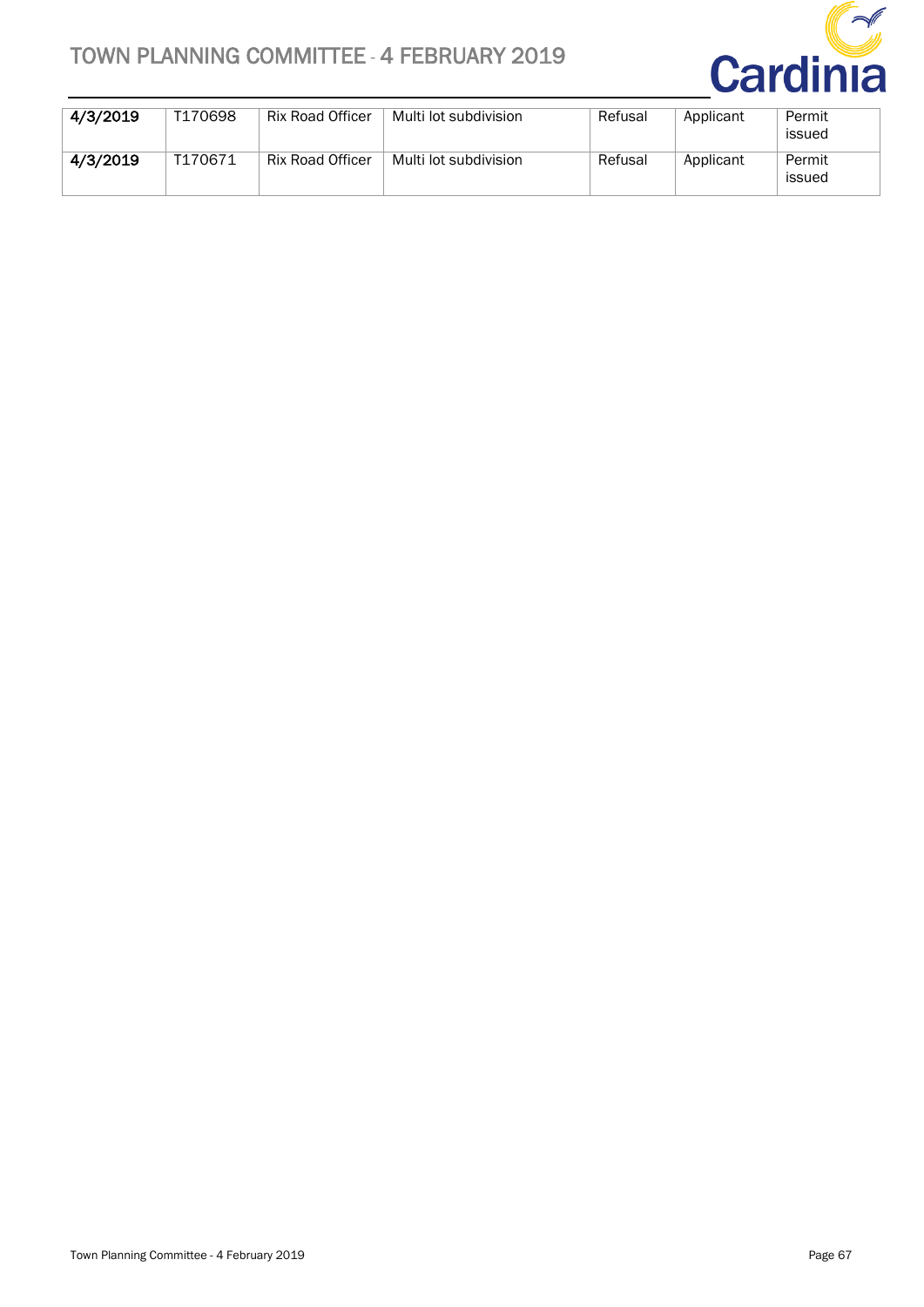| | | | | | | |
|---|---|---|---|---|---|---|
| **4/3/2019** | T170698 | Rix Road Officer | Multi lot subdivision | Refusal | Applicant | Permit issued |
| **4/3/2019** | T170671 | Rix Road Officer | Multi lot subdivision | Refusal | Applicant | Permit issued |